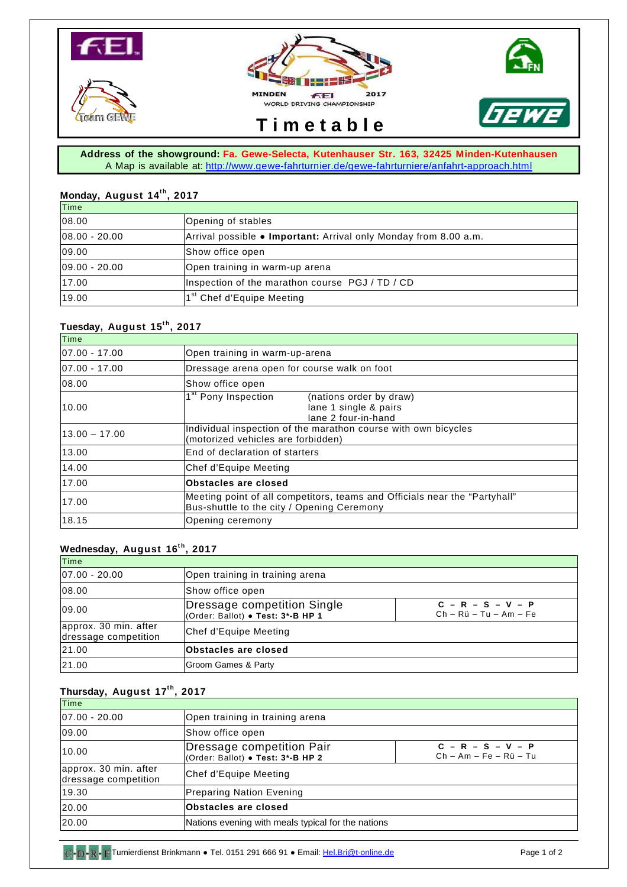MINDEN FEI 2017 WORLD DRIVING CHAMPIONSHIP

# Timetable

**Address of the showground: Fa. Gewe-Selecta, Kutenhauser Str. 163, 32425 Minden-Kutenhausen**
A Map is available at: http://www.gewe-fahrturnier.de/gewe-fahrturniere/anfahrt-approach.html

### Monday, August 14th, 2017

| Time | |
|---|---|
| 08.00 | Opening of stables |
| 08.00 - 20.00 | Arrival possible ● **Important:** Arrival only Monday from 8.00 a.m. |
| 09.00 | Show office open |
| 09.00 - 20.00 | Open training in warm-up arena |
| 17.00 | Inspection of the marathon course PGJ / TD / CD |
| 19.00 | 1st Chef d'Equipe Meeting |

### Tuesday, August 15th, 2017

| Time | |
|---|---|
| 07.00 - 17.00 | Open training in warm-up-arena |
| 07.00 - 17.00 | Dressage arena open for course walk on foot |
| 08.00 | Show office open |
| 10.00 | 1st Pony Inspection (nations order by draw) lane 1 single & pairs lane 2 four-in-hand |
| 13.00 – 17.00 | Individual inspection of the marathon course with own bicycles (motorized vehicles are forbidden) |
| 13.00 | End of declaration of starters |
| 14.00 | Chef d'Equipe Meeting |
| 17.00 | **Obstacles are closed** |
| 17.00 | Meeting point of all competitors, teams and Officials near the "Partyhall" Bus-shuttle to the city / Opening Ceremony |
| 18.15 | Opening ceremony |

### Wednesday, August 16th, 2017

| Time | | |
|---|---|---|
| 07.00 - 20.00 | Open training in training arena | |
| 08.00 | Show office open | |
| 09.00 | Dressage competition Single (Order: Ballot) ● **Test: 3*-B HP 1** | C – R – S – V – P Ch – Rü – Tu – Am – Fe |
| approx. 30 min. after dressage competition | Chef d'Equipe Meeting | |
| 21.00 | **Obstacles are closed** | |
| 21.00 | Groom Games & Party | |

### Thursday, August 17th, 2017

| Time | | |
|---|---|---|
| 07.00 - 20.00 | Open training in training arena | |
| 09.00 | Show office open | |
| 10.00 | Dressage competition Pair (Order: Ballot) ● **Test: 3*-B HP 2** | C – R – S – V – P Ch – Am – Fe – Rü – Tu |
| approx. 30 min. after dressage competition | Chef d'Equipe Meeting | |
| 19.30 | Preparing Nation Evening | |
| 20.00 | **Obstacles are closed** | |
| 20.00 | Nations evening with meals typical for the nations | |

C-D-R-F Turnierdienst Brinkmann ● Tel. 0151 291 666 91 ● Email: Hel.Bri@t-online.de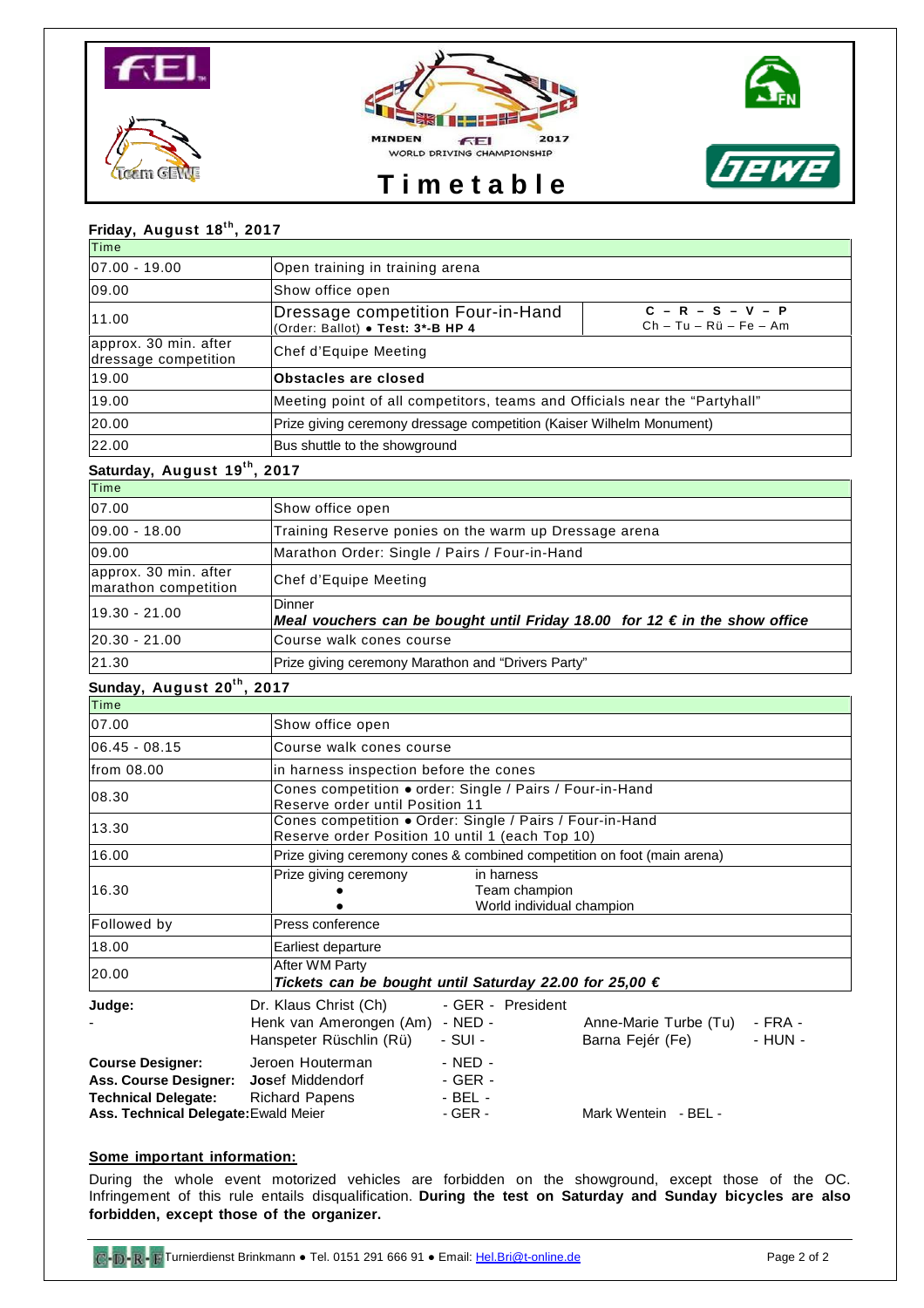MINDEN FEI 2017
WORLD DRIVING CHAMPIONSHIP

# Timetable

## Friday, August 18th, 2017

| Time | | |
|---|---|---|
| 07.00 - 19.00 | Open training in training arena | |
| 09.00 | Show office open | |
| 11.00 | Dressage competition Four-in-Hand (Order: Ballot) ● **Test: 3*-B HP 4** | **C – R – S – V – P** Ch – Tu – Rü – Fe – Am |
| approx. 30 min. after dressage competition | Chef d'Equipe Meeting | |
| 19.00 | **Obstacles are closed** | |
| 19.00 | Meeting point of all competitors, teams and Officials near the "Partyhall" | |
| 20.00 | Prize giving ceremony dressage competition (Kaiser Wilhelm Monument) | |
| 22.00 | Bus shuttle to the showground | |

## Saturday, August 19th, 2017

| Time | |
|---|---|
| 07.00 | Show office open |
| 09.00 - 18.00 | Training Reserve ponies on the warm up Dressage arena |
| 09.00 | Marathon Order: Single / Pairs / Four-in-Hand |
| approx. 30 min. after marathon competition | Chef d'Equipe Meeting |
| 19.30 - 21.00 | Dinner ***Meal vouchers can be bought until Friday 18.00 for 12 € in the show office*** |
| 20.30 - 21.00 | Course walk cones course |
| 21.30 | Prize giving ceremony Marathon and "Drivers Party" |

## Sunday, August 20th, 2017

| Time | |
|---|---|
| 07.00 | Show office open |
| 06.45 - 08.15 | Course walk cones course |
| from 08.00 | in harness inspection before the cones |
| 08.30 | Cones competition ● order: Single / Pairs / Four-in-Hand Reserve order until Position 11 |
| 13.30 | Cones competition ● Order: Single / Pairs / Four-in-Hand Reserve order Position 10 until 1 (each Top 10) |
| 16.00 | Prize giving ceremony cones & combined competition on foot (main arena) |
| 16.30 | Prize giving ceremony in harness ● Team champion ● World individual champion |
| Followed by | Press conference |
| 18.00 | Earliest departure |
| 20.00 | After WM Party ***Tickets can be bought until Saturday 22.00 for 25,00 €*** |

| | | | | | |
|---|---|---|---|---|---|
| **Judge:** | Dr. Klaus Christ (Ch) | - GER - President | | | |
| - | Henk van Amerongen (Am) | - NED - | | Anne-Marie Turbe (Tu) | - FRA - |
| | Hanspeter Rüschlin (Rü) | - SUI - | | Barna Fejér (Fe) | - HUN - |
| **Course Designer:** | Jeroen Houterman | - NED - | | | |
| **Ass. Course Designer:** | **Jos**ef Middendorf | - GER - | | | |
| **Technical Delegate:** | Richard Papens | - BEL - | | | |
| **Ass. Technical Delegate:** | Ewald Meier | - GER - | | Mark Wentein | - BEL - |

**Some important information:**

During the whole event motorized vehicles are forbidden on the showground, except those of the OC. Infringement of this rule entails disqualification. **During the test on Saturday and Sunday bicycles are also forbidden, except those of the organizer.**

C-D-R-F Turnierdienst Brinkmann ● Tel. 0151 291 666 91 ● Email: Hel.Bri@t-online.de